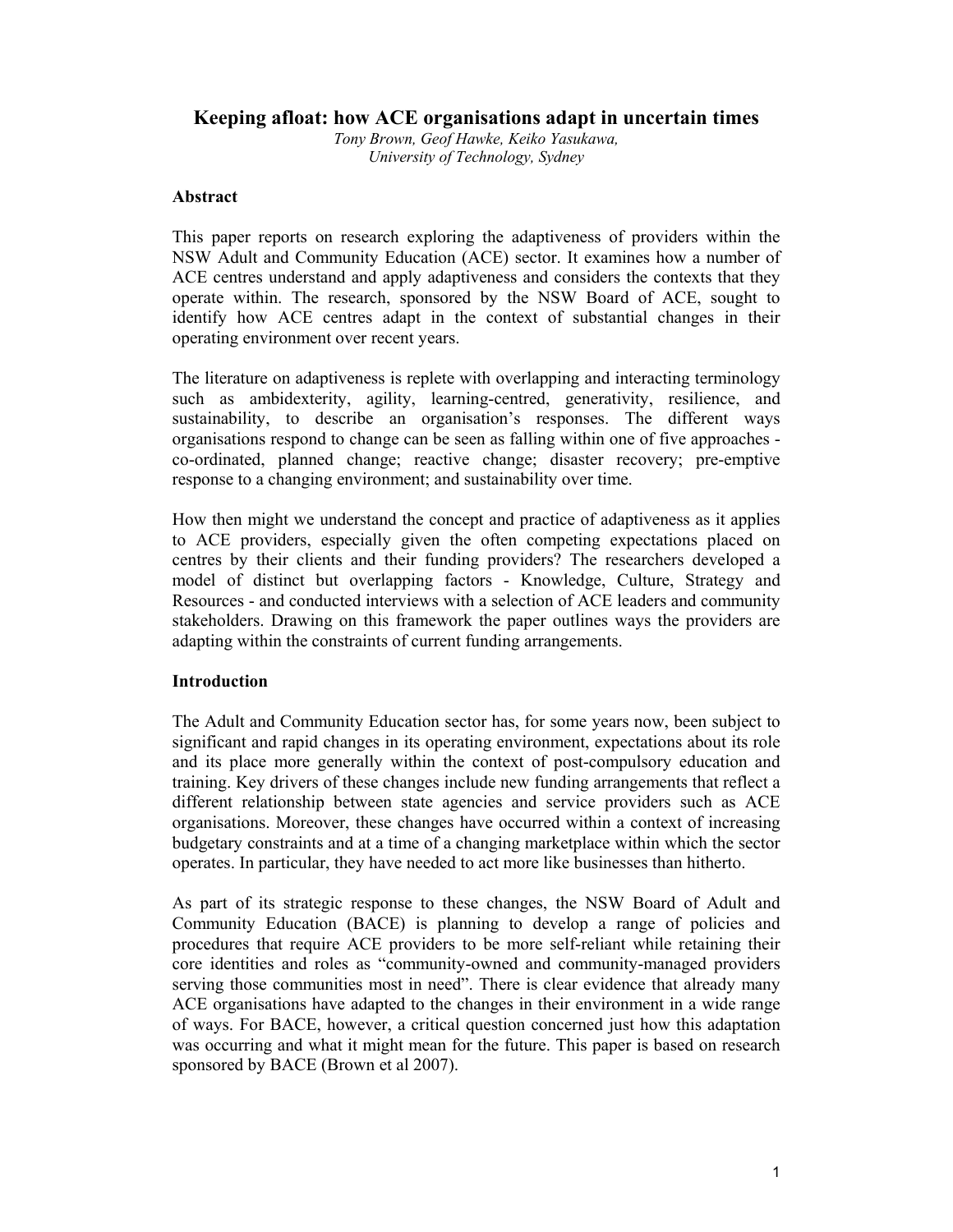# Keeping afloat: how ACE organisations adapt in uncertain times

*Tony Brown, Geof Hawke, Keiko Yasukawa,*
*University of Technology, Sydney*

## Abstract

This paper reports on research exploring the adaptiveness of providers within the NSW Adult and Community Education (ACE) sector. It examines how a number of ACE centres understand and apply adaptiveness and considers the contexts that they operate within. The research, sponsored by the NSW Board of ACE, sought to identify how ACE centres adapt in the context of substantial changes in their operating environment over recent years.

The literature on adaptiveness is replete with overlapping and interacting terminology such as ambidexterity, agility, learning-centred, generativity, resilience, and sustainability, to describe an organisation's responses. The different ways organisations respond to change can be seen as falling within one of five approaches - co-ordinated, planned change; reactive change; disaster recovery; pre-emptive response to a changing environment; and sustainability over time.

How then might we understand the concept and practice of adaptiveness as it applies to ACE providers, especially given the often competing expectations placed on centres by their clients and their funding providers? The researchers developed a model of distinct but overlapping factors - Knowledge, Culture, Strategy and Resources - and conducted interviews with a selection of ACE leaders and community stakeholders. Drawing on this framework the paper outlines ways the providers are adapting within the constraints of current funding arrangements.

## Introduction

The Adult and Community Education sector has, for some years now, been subject to significant and rapid changes in its operating environment, expectations about its role and its place more generally within the context of post-compulsory education and training. Key drivers of these changes include new funding arrangements that reflect a different relationship between state agencies and service providers such as ACE organisations. Moreover, these changes have occurred within a context of increasing budgetary constraints and at a time of a changing marketplace within which the sector operates. In particular, they have needed to act more like businesses than hitherto.

As part of its strategic response to these changes, the NSW Board of Adult and Community Education (BACE) is planning to develop a range of policies and procedures that require ACE providers to be more self-reliant while retaining their core identities and roles as "community-owned and community-managed providers serving those communities most in need". There is clear evidence that already many ACE organisations have adapted to the changes in their environment in a wide range of ways. For BACE, however, a critical question concerned just how this adaptation was occurring and what it might mean for the future. This paper is based on research sponsored by BACE (Brown et al 2007).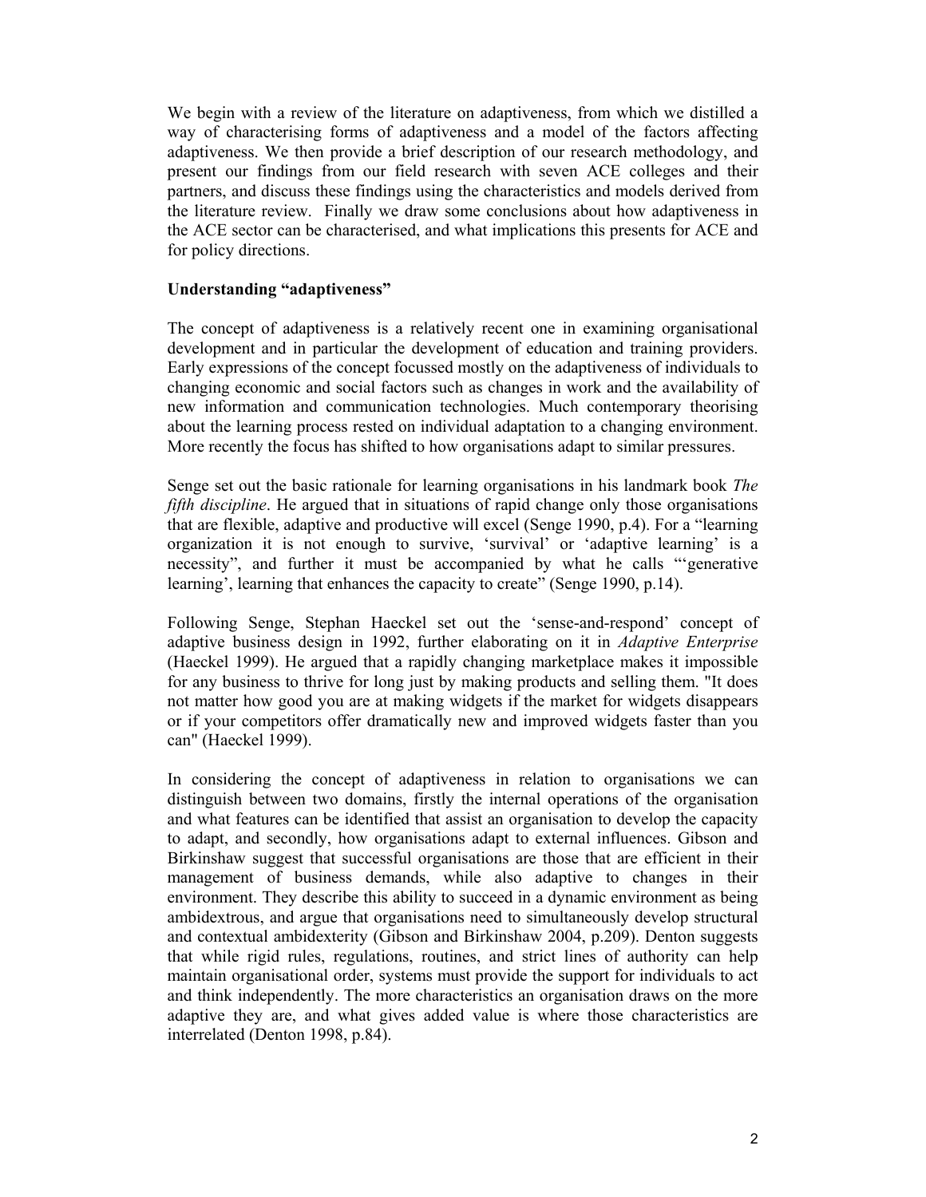We begin with a review of the literature on adaptiveness, from which we distilled a way of characterising forms of adaptiveness and a model of the factors affecting adaptiveness. We then provide a brief description of our research methodology, and present our findings from our field research with seven ACE colleges and their partners, and discuss these findings using the characteristics and models derived from the literature review. Finally we draw some conclusions about how adaptiveness in the ACE sector can be characterised, and what implications this presents for ACE and for policy directions.

**Understanding "adaptiveness"**

The concept of adaptiveness is a relatively recent one in examining organisational development and in particular the development of education and training providers. Early expressions of the concept focussed mostly on the adaptiveness of individuals to changing economic and social factors such as changes in work and the availability of new information and communication technologies. Much contemporary theorising about the learning process rested on individual adaptation to a changing environment. More recently the focus has shifted to how organisations adapt to similar pressures.

Senge set out the basic rationale for learning organisations in his landmark book *The fifth discipline*. He argued that in situations of rapid change only those organisations that are flexible, adaptive and productive will excel (Senge 1990, p.4). For a "learning organization it is not enough to survive, 'survival' or 'adaptive learning' is a necessity", and further it must be accompanied by what he calls "'generative learning', learning that enhances the capacity to create" (Senge 1990, p.14).

Following Senge, Stephan Haeckel set out the 'sense-and-respond' concept of adaptive business design in 1992, further elaborating on it in *Adaptive Enterprise* (Haeckel 1999). He argued that a rapidly changing marketplace makes it impossible for any business to thrive for long just by making products and selling them. "It does not matter how good you are at making widgets if the market for widgets disappears or if your competitors offer dramatically new and improved widgets faster than you can" (Haeckel 1999).

In considering the concept of adaptiveness in relation to organisations we can distinguish between two domains, firstly the internal operations of the organisation and what features can be identified that assist an organisation to develop the capacity to adapt, and secondly, how organisations adapt to external influences. Gibson and Birkinshaw suggest that successful organisations are those that are efficient in their management of business demands, while also adaptive to changes in their environment. They describe this ability to succeed in a dynamic environment as being ambidextrous, and argue that organisations need to simultaneously develop structural and contextual ambidexterity (Gibson and Birkinshaw 2004, p.209). Denton suggests that while rigid rules, regulations, routines, and strict lines of authority can help maintain organisational order, systems must provide the support for individuals to act and think independently. The more characteristics an organisation draws on the more adaptive they are, and what gives added value is where those characteristics are interrelated (Denton 1998, p.84).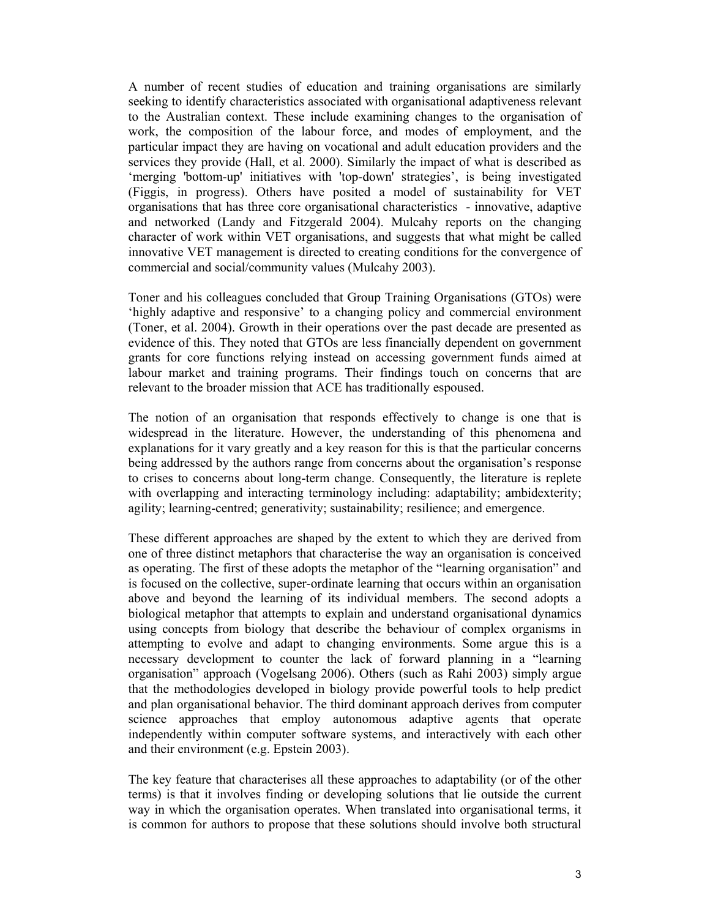A number of recent studies of education and training organisations are similarly seeking to identify characteristics associated with organisational adaptiveness relevant to the Australian context. These include examining changes to the organisation of work, the composition of the labour force, and modes of employment, and the particular impact they are having on vocational and adult education providers and the services they provide (Hall, et al. 2000). Similarly the impact of what is described as 'merging 'bottom-up' initiatives with 'top-down' strategies', is being investigated (Figgis, in progress). Others have posited a model of sustainability for VET organisations that has three core organisational characteristics - innovative, adaptive and networked (Landy and Fitzgerald 2004). Mulcahy reports on the changing character of work within VET organisations, and suggests that what might be called innovative VET management is directed to creating conditions for the convergence of commercial and social/community values (Mulcahy 2003).

Toner and his colleagues concluded that Group Training Organisations (GTOs) were 'highly adaptive and responsive' to a changing policy and commercial environment (Toner, et al. 2004). Growth in their operations over the past decade are presented as evidence of this. They noted that GTOs are less financially dependent on government grants for core functions relying instead on accessing government funds aimed at labour market and training programs. Their findings touch on concerns that are relevant to the broader mission that ACE has traditionally espoused.

The notion of an organisation that responds effectively to change is one that is widespread in the literature. However, the understanding of this phenomena and explanations for it vary greatly and a key reason for this is that the particular concerns being addressed by the authors range from concerns about the organisation's response to crises to concerns about long-term change. Consequently, the literature is replete with overlapping and interacting terminology including: adaptability; ambidexterity; agility; learning-centred; generativity; sustainability; resilience; and emergence.

These different approaches are shaped by the extent to which they are derived from one of three distinct metaphors that characterise the way an organisation is conceived as operating. The first of these adopts the metaphor of the "learning organisation" and is focused on the collective, super-ordinate learning that occurs within an organisation above and beyond the learning of its individual members. The second adopts a biological metaphor that attempts to explain and understand organisational dynamics using concepts from biology that describe the behaviour of complex organisms in attempting to evolve and adapt to changing environments. Some argue this is a necessary development to counter the lack of forward planning in a "learning organisation" approach (Vogelsang 2006). Others (such as Rahi 2003) simply argue that the methodologies developed in biology provide powerful tools to help predict and plan organisational behavior. The third dominant approach derives from computer science approaches that employ autonomous adaptive agents that operate independently within computer software systems, and interactively with each other and their environment (e.g. Epstein 2003).

The key feature that characterises all these approaches to adaptability (or of the other terms) is that it involves finding or developing solutions that lie outside the current way in which the organisation operates. When translated into organisational terms, it is common for authors to propose that these solutions should involve both structural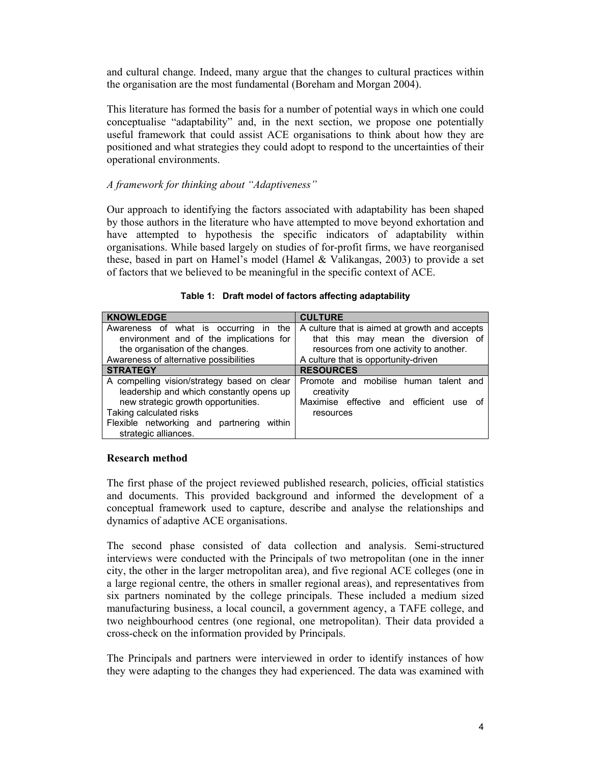and cultural change. Indeed, many argue that the changes to cultural practices within the organisation are the most fundamental (Boreham and Morgan 2004).

This literature has formed the basis for a number of potential ways in which one could conceptualise "adaptability" and, in the next section, we propose one potentially useful framework that could assist ACE organisations to think about how they are positioned and what strategies they could adopt to respond to the uncertainties of their operational environments.

*A framework for thinking about "Adaptiveness"*

Our approach to identifying the factors associated with adaptability has been shaped by those authors in the literature who have attempted to move beyond exhortation and have attempted to hypothesis the specific indicators of adaptability within organisations. While based largely on studies of for-profit firms, we have reorganised these, based in part on Hamel's model (Hamel & Valikangas, 2003) to provide a set of factors that we believed to be meaningful in the specific context of ACE.

**Table 1: Draft model of factors affecting adaptability**

| KNOWLEDGE | CULTURE |
|---|---|
| Awareness of what is occurring in the environment and of the implications for the organisation of the changes.<br>Awareness of alternative possibilities | A culture that is aimed at growth and accepts that this may mean the diversion of resources from one activity to another.<br>A culture that is opportunity-driven |
| **STRATEGY** | **RESOURCES** |
| A compelling vision/strategy based on clear leadership and which constantly opens up new strategic growth opportunities.<br>Taking calculated risks<br>Flexible networking and partnering within strategic alliances. | Promote and mobilise human talent and creativity<br>Maximise effective and efficient use of resources |

## Research method

The first phase of the project reviewed published research, policies, official statistics and documents. This provided background and informed the development of a conceptual framework used to capture, describe and analyse the relationships and dynamics of adaptive ACE organisations.

The second phase consisted of data collection and analysis. Semi-structured interviews were conducted with the Principals of two metropolitan (one in the inner city, the other in the larger metropolitan area), and five regional ACE colleges (one in a large regional centre, the others in smaller regional areas), and representatives from six partners nominated by the college principals. These included a medium sized manufacturing business, a local council, a government agency, a TAFE college, and two neighbourhood centres (one regional, one metropolitan). Their data provided a cross-check on the information provided by Principals.

The Principals and partners were interviewed in order to identify instances of how they were adapting to the changes they had experienced. The data was examined with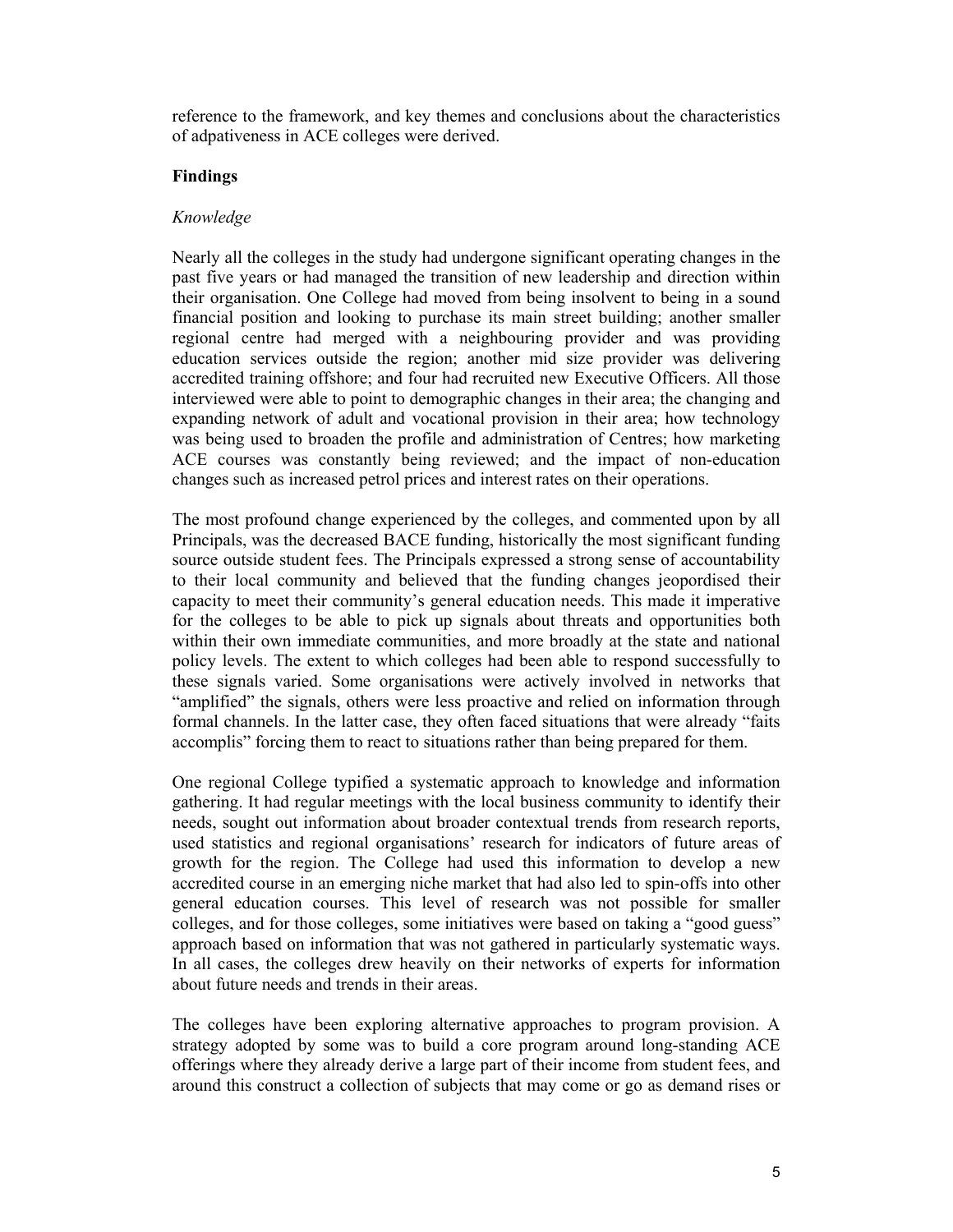reference to the framework, and key themes and conclusions about the characteristics of adpativeness in ACE colleges were derived.

**Findings**

*Knowledge*

Nearly all the colleges in the study had undergone significant operating changes in the past five years or had managed the transition of new leadership and direction within their organisation. One College had moved from being insolvent to being in a sound financial position and looking to purchase its main street building; another smaller regional centre had merged with a neighbouring provider and was providing education services outside the region; another mid size provider was delivering accredited training offshore; and four had recruited new Executive Officers. All those interviewed were able to point to demographic changes in their area; the changing and expanding network of adult and vocational provision in their area; how technology was being used to broaden the profile and administration of Centres; how marketing ACE courses was constantly being reviewed; and the impact of non-education changes such as increased petrol prices and interest rates on their operations.

The most profound change experienced by the colleges, and commented upon by all Principals, was the decreased BACE funding, historically the most significant funding source outside student fees. The Principals expressed a strong sense of accountability to their local community and believed that the funding changes jeopordised their capacity to meet their community's general education needs. This made it imperative for the colleges to be able to pick up signals about threats and opportunities both within their own immediate communities, and more broadly at the state and national policy levels. The extent to which colleges had been able to respond successfully to these signals varied. Some organisations were actively involved in networks that "amplified" the signals, others were less proactive and relied on information through formal channels. In the latter case, they often faced situations that were already "faits accomplis" forcing them to react to situations rather than being prepared for them.

One regional College typified a systematic approach to knowledge and information gathering. It had regular meetings with the local business community to identify their needs, sought out information about broader contextual trends from research reports, used statistics and regional organisations' research for indicators of future areas of growth for the region. The College had used this information to develop a new accredited course in an emerging niche market that had also led to spin-offs into other general education courses. This level of research was not possible for smaller colleges, and for those colleges, some initiatives were based on taking a "good guess" approach based on information that was not gathered in particularly systematic ways. In all cases, the colleges drew heavily on their networks of experts for information about future needs and trends in their areas.

The colleges have been exploring alternative approaches to program provision. A strategy adopted by some was to build a core program around long-standing ACE offerings where they already derive a large part of their income from student fees, and around this construct a collection of subjects that may come or go as demand rises or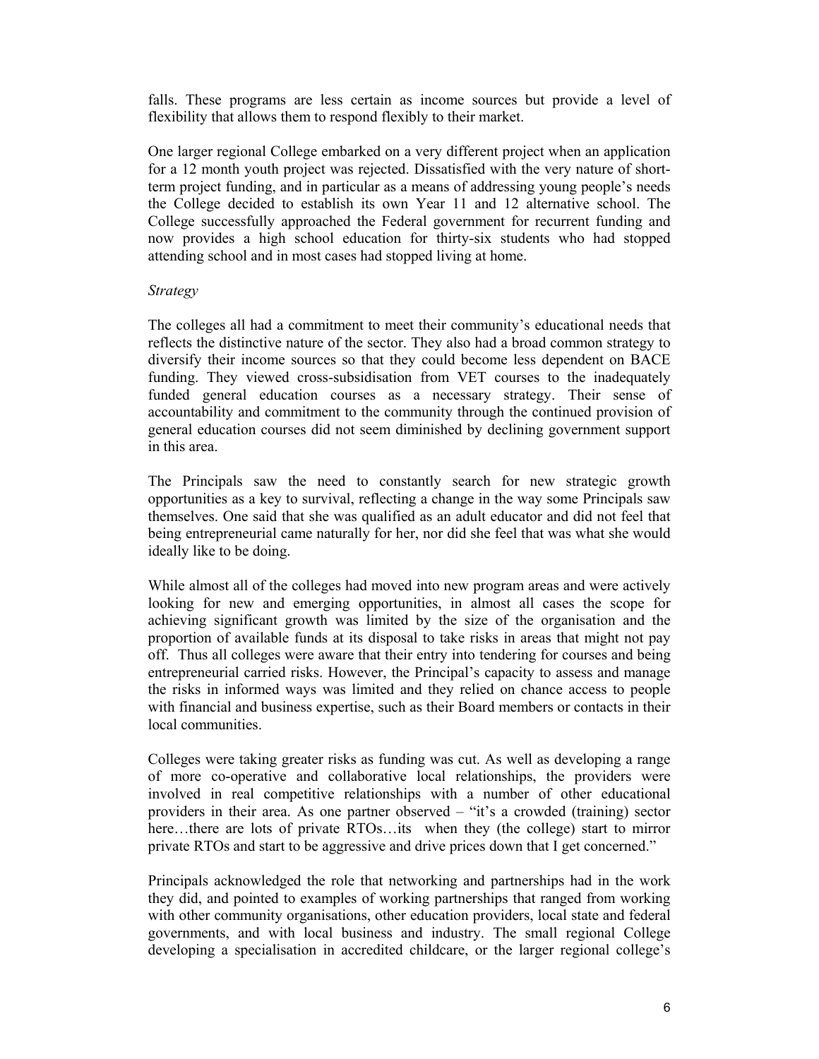falls. These programs are less certain as income sources but provide a level of flexibility that allows them to respond flexibly to their market.

One larger regional College embarked on a very different project when an application for a 12 month youth project was rejected. Dissatisfied with the very nature of short-term project funding, and in particular as a means of addressing young people's needs the College decided to establish its own Year 11 and 12 alternative school. The College successfully approached the Federal government for recurrent funding and now provides a high school education for thirty-six students who had stopped attending school and in most cases had stopped living at home.

*Strategy*

The colleges all had a commitment to meet their community's educational needs that reflects the distinctive nature of the sector. They also had a broad common strategy to diversify their income sources so that they could become less dependent on BACE funding. They viewed cross-subsidisation from VET courses to the inadequately funded general education courses as a necessary strategy. Their sense of accountability and commitment to the community through the continued provision of general education courses did not seem diminished by declining government support in this area.

The Principals saw the need to constantly search for new strategic growth opportunities as a key to survival, reflecting a change in the way some Principals saw themselves. One said that she was qualified as an adult educator and did not feel that being entrepreneurial came naturally for her, nor did she feel that was what she would ideally like to be doing.

While almost all of the colleges had moved into new program areas and were actively looking for new and emerging opportunities, in almost all cases the scope for achieving significant growth was limited by the size of the organisation and the proportion of available funds at its disposal to take risks in areas that might not pay off. Thus all colleges were aware that their entry into tendering for courses and being entrepreneurial carried risks. However, the Principal's capacity to assess and manage the risks in informed ways was limited and they relied on chance access to people with financial and business expertise, such as their Board members or contacts in their local communities.

Colleges were taking greater risks as funding was cut. As well as developing a range of more co-operative and collaborative local relationships, the providers were involved in real competitive relationships with a number of other educational providers in their area. As one partner observed – "it's a crowded (training) sector here…there are lots of private RTOs…its when they (the college) start to mirror private RTOs and start to be aggressive and drive prices down that I get concerned."

Principals acknowledged the role that networking and partnerships had in the work they did, and pointed to examples of working partnerships that ranged from working with other community organisations, other education providers, local state and federal governments, and with local business and industry. The small regional College developing a specialisation in accredited childcare, or the larger regional college's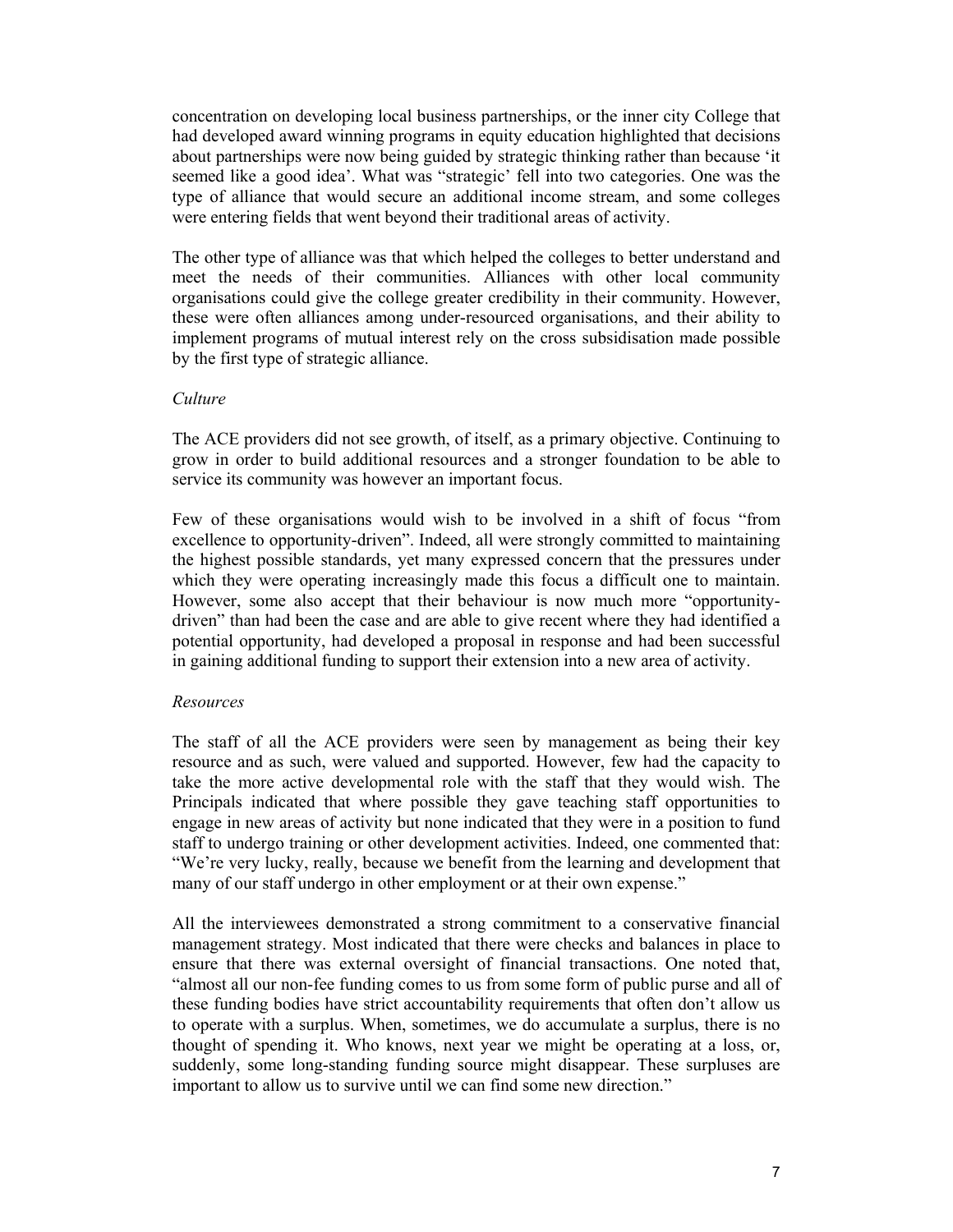concentration on developing local business partnerships, or the inner city College that had developed award winning programs in equity education highlighted that decisions about partnerships were now being guided by strategic thinking rather than because 'it seemed like a good idea'. What was "strategic' fell into two categories. One was the type of alliance that would secure an additional income stream, and some colleges were entering fields that went beyond their traditional areas of activity.

The other type of alliance was that which helped the colleges to better understand and meet the needs of their communities. Alliances with other local community organisations could give the college greater credibility in their community. However, these were often alliances among under-resourced organisations, and their ability to implement programs of mutual interest rely on the cross subsidisation made possible by the first type of strategic alliance.

*Culture*

The ACE providers did not see growth, of itself, as a primary objective. Continuing to grow in order to build additional resources and a stronger foundation to be able to service its community was however an important focus.

Few of these organisations would wish to be involved in a shift of focus "from excellence to opportunity-driven". Indeed, all were strongly committed to maintaining the highest possible standards, yet many expressed concern that the pressures under which they were operating increasingly made this focus a difficult one to maintain. However, some also accept that their behaviour is now much more "opportunity-driven" than had been the case and are able to give recent where they had identified a potential opportunity, had developed a proposal in response and had been successful in gaining additional funding to support their extension into a new area of activity.

*Resources*

The staff of all the ACE providers were seen by management as being their key resource and as such, were valued and supported. However, few had the capacity to take the more active developmental role with the staff that they would wish. The Principals indicated that where possible they gave teaching staff opportunities to engage in new areas of activity but none indicated that they were in a position to fund staff to undergo training or other development activities. Indeed, one commented that: "We're very lucky, really, because we benefit from the learning and development that many of our staff undergo in other employment or at their own expense."

All the interviewees demonstrated a strong commitment to a conservative financial management strategy. Most indicated that there were checks and balances in place to ensure that there was external oversight of financial transactions. One noted that, "almost all our non-fee funding comes to us from some form of public purse and all of these funding bodies have strict accountability requirements that often don't allow us to operate with a surplus. When, sometimes, we do accumulate a surplus, there is no thought of spending it. Who knows, next year we might be operating at a loss, or, suddenly, some long-standing funding source might disappear. These surpluses are important to allow us to survive until we can find some new direction."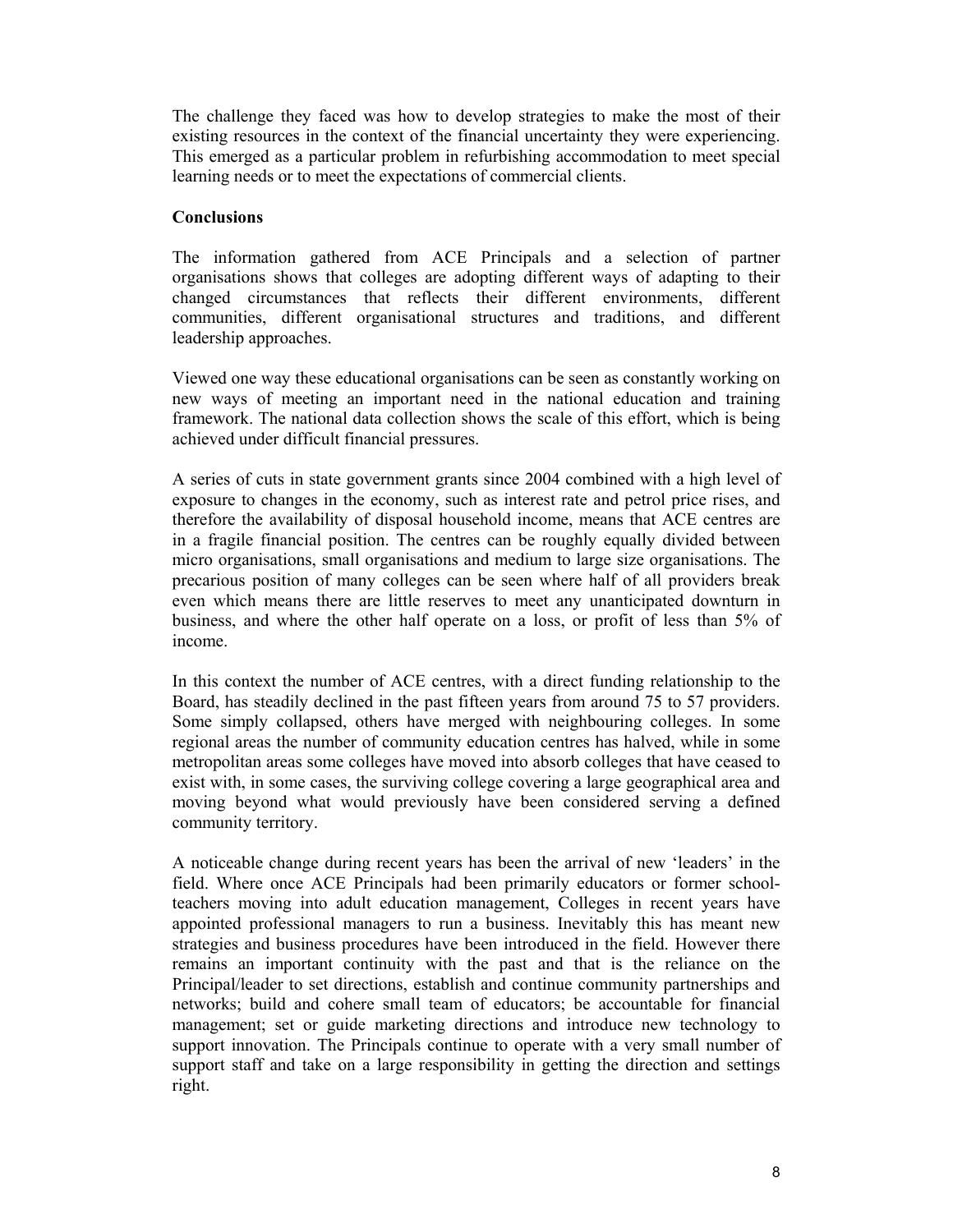The challenge they faced was how to develop strategies to make the most of their existing resources in the context of the financial uncertainty they were experiencing. This emerged as a particular problem in refurbishing accommodation to meet special learning needs or to meet the expectations of commercial clients.

**Conclusions**

The information gathered from ACE Principals and a selection of partner organisations shows that colleges are adopting different ways of adapting to their changed circumstances that reflects their different environments, different communities, different organisational structures and traditions, and different leadership approaches.

Viewed one way these educational organisations can be seen as constantly working on new ways of meeting an important need in the national education and training framework. The national data collection shows the scale of this effort, which is being achieved under difficult financial pressures.

A series of cuts in state government grants since 2004 combined with a high level of exposure to changes in the economy, such as interest rate and petrol price rises, and therefore the availability of disposal household income, means that ACE centres are in a fragile financial position. The centres can be roughly equally divided between micro organisations, small organisations and medium to large size organisations. The precarious position of many colleges can be seen where half of all providers break even which means there are little reserves to meet any unanticipated downturn in business, and where the other half operate on a loss, or profit of less than 5% of income.

In this context the number of ACE centres, with a direct funding relationship to the Board, has steadily declined in the past fifteen years from around 75 to 57 providers. Some simply collapsed, others have merged with neighbouring colleges. In some regional areas the number of community education centres has halved, while in some metropolitan areas some colleges have moved into absorb colleges that have ceased to exist with, in some cases, the surviving college covering a large geographical area and moving beyond what would previously have been considered serving a defined community territory.

A noticeable change during recent years has been the arrival of new 'leaders' in the field. Where once ACE Principals had been primarily educators or former school-teachers moving into adult education management, Colleges in recent years have appointed professional managers to run a business. Inevitably this has meant new strategies and business procedures have been introduced in the field. However there remains an important continuity with the past and that is the reliance on the Principal/leader to set directions, establish and continue community partnerships and networks; build and cohere small team of educators; be accountable for financial management; set or guide marketing directions and introduce new technology to support innovation. The Principals continue to operate with a very small number of support staff and take on a large responsibility in getting the direction and settings right.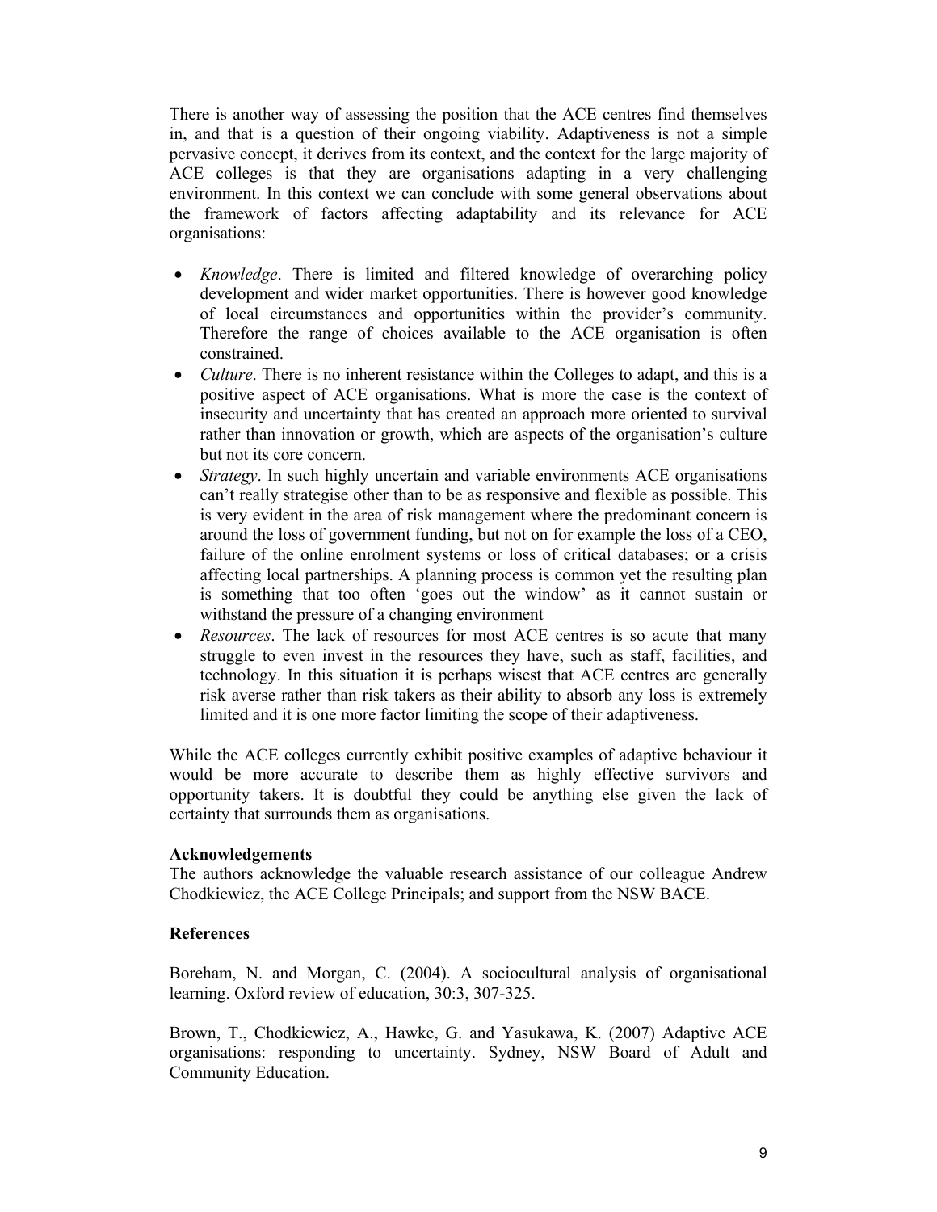There is another way of assessing the position that the ACE centres find themselves in, and that is a question of their ongoing viability. Adaptiveness is not a simple pervasive concept, it derives from its context, and the context for the large majority of ACE colleges is that they are organisations adapting in a very challenging environment. In this context we can conclude with some general observations about the framework of factors affecting adaptability and its relevance for ACE organisations:

- *Knowledge*. There is limited and filtered knowledge of overarching policy development and wider market opportunities. There is however good knowledge of local circumstances and opportunities within the provider's community. Therefore the range of choices available to the ACE organisation is often constrained.
- *Culture*. There is no inherent resistance within the Colleges to adapt, and this is a positive aspect of ACE organisations. What is more the case is the context of insecurity and uncertainty that has created an approach more oriented to survival rather than innovation or growth, which are aspects of the organisation's culture but not its core concern.
- *Strategy*. In such highly uncertain and variable environments ACE organisations can't really strategise other than to be as responsive and flexible as possible. This is very evident in the area of risk management where the predominant concern is around the loss of government funding, but not on for example the loss of a CEO, failure of the online enrolment systems or loss of critical databases; or a crisis affecting local partnerships. A planning process is common yet the resulting plan is something that too often 'goes out the window' as it cannot sustain or withstand the pressure of a changing environment
- *Resources*. The lack of resources for most ACE centres is so acute that many struggle to even invest in the resources they have, such as staff, facilities, and technology. In this situation it is perhaps wisest that ACE centres are generally risk averse rather than risk takers as their ability to absorb any loss is extremely limited and it is one more factor limiting the scope of their adaptiveness.

While the ACE colleges currently exhibit positive examples of adaptive behaviour it would be more accurate to describe them as highly effective survivors and opportunity takers. It is doubtful they could be anything else given the lack of certainty that surrounds them as organisations.

**Acknowledgements**

The authors acknowledge the valuable research assistance of our colleague Andrew Chodkiewicz, the ACE College Principals; and support from the NSW BACE.

**References**

Boreham, N. and Morgan, C. (2004). A sociocultural analysis of organisational learning. Oxford review of education, 30:3, 307-325.

Brown, T., Chodkiewicz, A., Hawke, G. and Yasukawa, K. (2007) Adaptive ACE organisations: responding to uncertainty. Sydney, NSW Board of Adult and Community Education.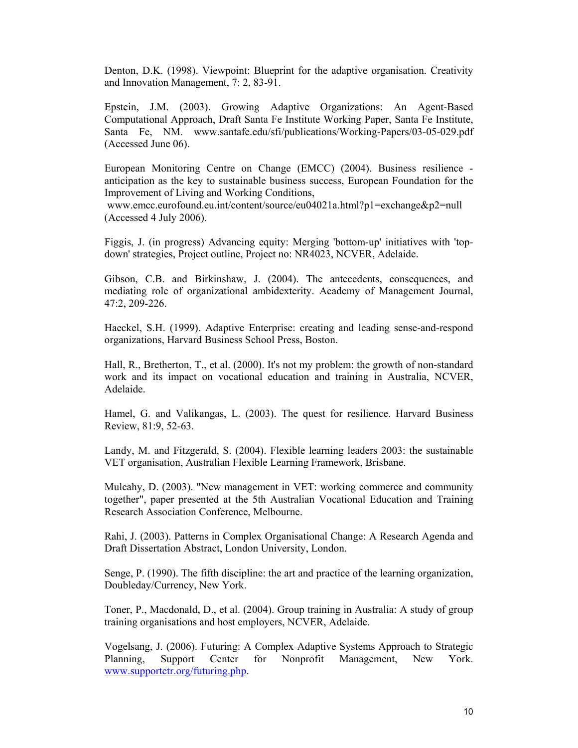Denton, D.K. (1998). Viewpoint: Blueprint for the adaptive organisation. Creativity and Innovation Management, 7: 2, 83-91.

Epstein, J.M. (2003). Growing Adaptive Organizations: An Agent-Based Computational Approach, Draft Santa Fe Institute Working Paper, Santa Fe Institute, Santa Fe, NM. www.santafe.edu/sfi/publications/Working-Papers/03-05-029.pdf (Accessed June 06).

European Monitoring Centre on Change (EMCC) (2004). Business resilience - anticipation as the key to sustainable business success, European Foundation for the Improvement of Living and Working Conditions, www.emcc.eurofound.eu.int/content/source/eu04021a.html?p1=exchange&p2=null (Accessed 4 July 2006).

Figgis, J. (in progress) Advancing equity: Merging 'bottom-up' initiatives with 'top-down' strategies, Project outline, Project no: NR4023, NCVER, Adelaide.

Gibson, C.B. and Birkinshaw, J. (2004). The antecedents, consequences, and mediating role of organizational ambidexterity. Academy of Management Journal, 47:2, 209-226.

Haeckel, S.H. (1999). Adaptive Enterprise: creating and leading sense-and-respond organizations, Harvard Business School Press, Boston.

Hall, R., Bretherton, T., et al. (2000). It's not my problem: the growth of non-standard work and its impact on vocational education and training in Australia, NCVER, Adelaide.

Hamel, G. and Valikangas, L. (2003). The quest for resilience. Harvard Business Review, 81:9, 52-63.

Landy, M. and Fitzgerald, S. (2004). Flexible learning leaders 2003: the sustainable VET organisation, Australian Flexible Learning Framework, Brisbane.

Mulcahy, D. (2003). "New management in VET: working commerce and community together", paper presented at the 5th Australian Vocational Education and Training Research Association Conference, Melbourne.

Rahi, J. (2003). Patterns in Complex Organisational Change: A Research Agenda and Draft Dissertation Abstract, London University, London.

Senge, P. (1990). The fifth discipline: the art and practice of the learning organization, Doubleday/Currency, New York.

Toner, P., Macdonald, D., et al. (2004). Group training in Australia: A study of group training organisations and host employers, NCVER, Adelaide.

Vogelsang, J. (2006). Futuring: A Complex Adaptive Systems Approach to Strategic Planning, Support Center for Nonprofit Management, New York. www.supportctr.org/futuring.php.